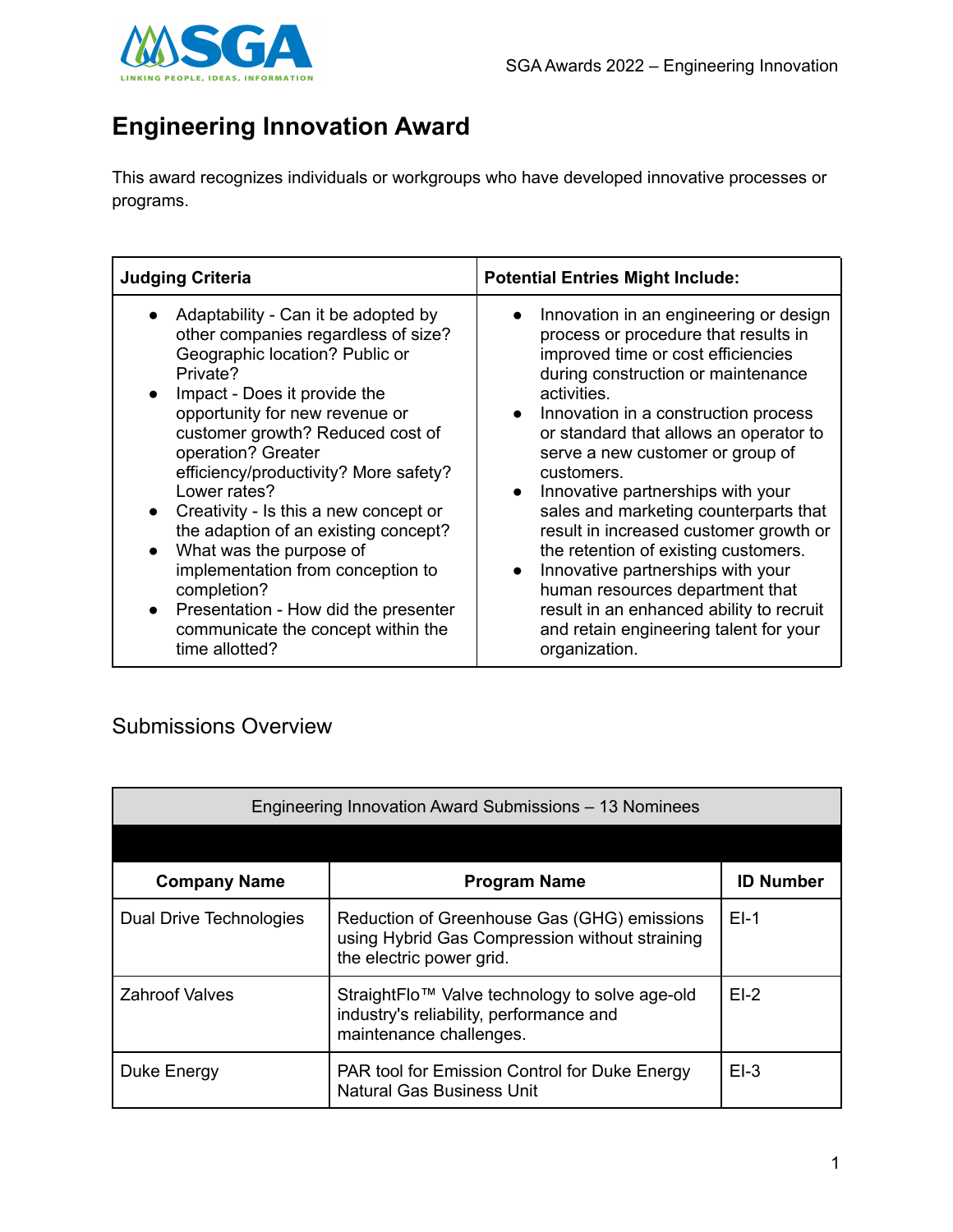# Engineering Innovation Award

This award recognizes individuals or workgroups who have developed innovative processes or programs.

| Judging Criteria | Potential Entries Might Include: |
|---|---|
| • Adaptability - Can it be adopted by other companies regardless of size? Geographic location? Public or Private?<br>• Impact - Does it provide the opportunity for new revenue or customer growth? Reduced cost of operation? Greater efficiency/productivity? More safety? Lower rates?<br>• Creativity - Is this a new concept or the adaption of an existing concept?<br>• What was the purpose of implementation from conception to completion?<br>• Presentation - How did the presenter communicate the concept within the time allotted? | • Innovation in an engineering or design process or procedure that results in improved time or cost efficiencies during construction or maintenance activities.<br>• Innovation in a construction process or standard that allows an operator to serve a new customer or group of customers.<br>• Innovative partnerships with your sales and marketing counterparts that result in increased customer growth or the retention of existing customers.<br>• Innovative partnerships with your human resources department that result in an enhanced ability to recruit and retain engineering talent for your organization. |

## Submissions Overview

| Engineering Innovation Award Submissions – 13 Nominees | | |
|---|---|---|
| | | |
| **Company Name** | **Program Name** | **ID Number** |
| Dual Drive Technologies | Reduction of Greenhouse Gas (GHG) emissions using Hybrid Gas Compression without straining the electric power grid. | EI-1 |
| Zahroof Valves | StraightFlo™ Valve technology to solve age-old industry's reliability, performance and maintenance challenges. | EI-2 |
| Duke Energy | PAR tool for Emission Control for Duke Energy Natural Gas Business Unit | EI-3 |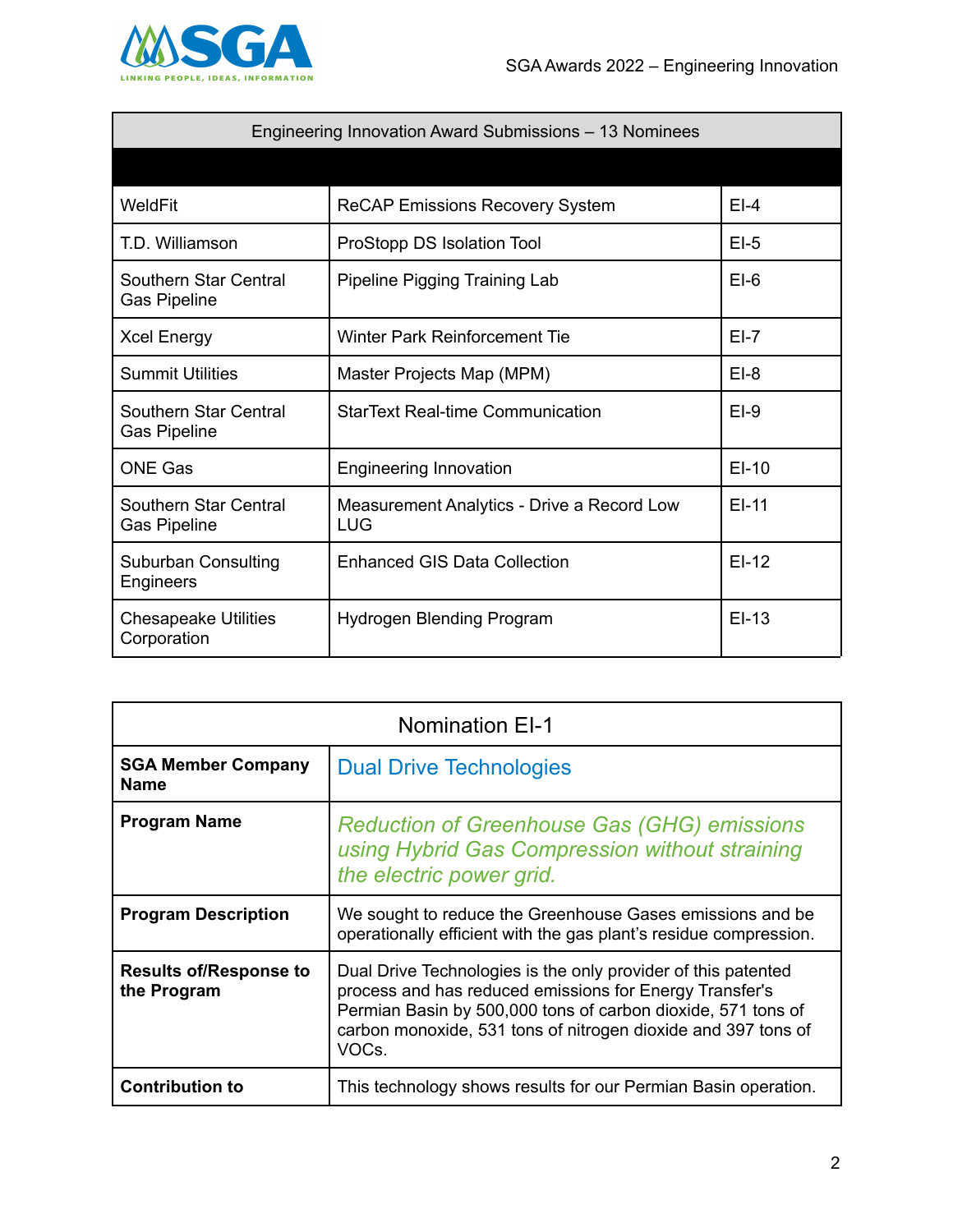| Engineering Innovation Award Submissions – 13 Nominees | | |
|---|---|---|
| | | |
| WeldFit | ReCAP Emissions Recovery System | EI-4 |
| T.D. Williamson | ProStopp DS Isolation Tool | EI-5 |
| Southern Star Central Gas Pipeline | Pipeline Pigging Training Lab | EI-6 |
| Xcel Energy | Winter Park Reinforcement Tie | EI-7 |
| Summit Utilities | Master Projects Map (MPM) | EI-8 |
| Southern Star Central Gas Pipeline | StarText Real-time Communication | EI-9 |
| ONE Gas | Engineering Innovation | EI-10 |
| Southern Star Central Gas Pipeline | Measurement Analytics - Drive a Record Low LUG | EI-11 |
| Suburban Consulting Engineers | Enhanced GIS Data Collection | EI-12 |
| Chesapeake Utilities Corporation | Hydrogen Blending Program | EI-13 |

| Nomination EI-1 | |
|---|---|
| **SGA Member Company Name** | Dual Drive Technologies |
| **Program Name** | *Reduction of Greenhouse Gas (GHG) emissions using Hybrid Gas Compression without straining the electric power grid.* |
| **Program Description** | We sought to reduce the Greenhouse Gases emissions and be operationally efficient with the gas plant's residue compression. |
| **Results of/Response to the Program** | Dual Drive Technologies is the only provider of this patented process and has reduced emissions for Energy Transfer's Permian Basin by 500,000 tons of carbon dioxide, 571 tons of carbon monoxide, 531 tons of nitrogen dioxide and 397 tons of VOCs. |
| **Contribution to** | This technology shows results for our Permian Basin operation. |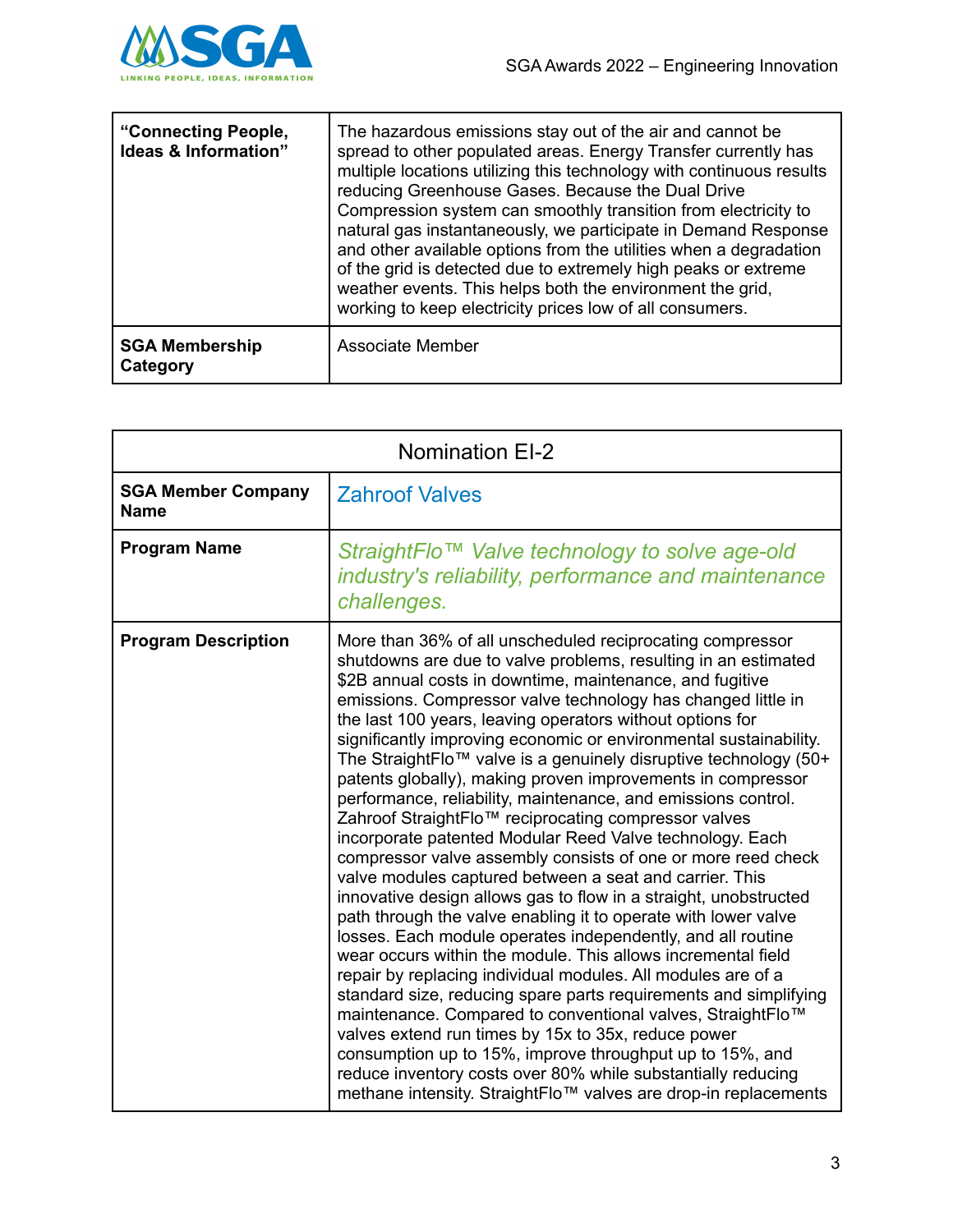| "Connecting People, Ideas & Information" | The hazardous emissions stay out of the air and cannot be spread to other populated areas. Energy Transfer currently has multiple locations utilizing this technology with continuous results reducing Greenhouse Gases. Because the Dual Drive Compression system can smoothly transition from electricity to natural gas instantaneously, we participate in Demand Response and other available options from the utilities when a degradation of the grid is detected due to extremely high peaks or extreme weather events. This helps both the environment the grid, working to keep electricity prices low of all consumers. |
|---|---|
| **SGA Membership Category** | Associate Member |

| Nomination EI-2 | |
|---|---|
| **SGA Member Company Name** | Zahroof Valves |
| **Program Name** | *StraightFlo™ Valve technology to solve age-old industry's reliability, performance and maintenance challenges.* |
| **Program Description** | More than 36% of all unscheduled reciprocating compressor shutdowns are due to valve problems, resulting in an estimated $2B annual costs in downtime, maintenance, and fugitive emissions. Compressor valve technology has changed little in the last 100 years, leaving operators without options for significantly improving economic or environmental sustainability. The StraightFlo™ valve is a genuinely disruptive technology (50+ patents globally), making proven improvements in compressor performance, reliability, maintenance, and emissions control. Zahroof StraightFlo™ reciprocating compressor valves incorporate patented Modular Reed Valve technology. Each compressor valve assembly consists of one or more reed check valve modules captured between a seat and carrier. This innovative design allows gas to flow in a straight, unobstructed path through the valve enabling it to operate with lower valve losses. Each module operates independently, and all routine wear occurs within the module. This allows incremental field repair by replacing individual modules. All modules are of a standard size, reducing spare parts requirements and simplifying maintenance. Compared to conventional valves, StraightFlo™ valves extend run times by 15x to 35x, reduce power consumption up to 15%, improve throughput up to 15%, and reduce inventory costs over 80% while substantially reducing methane intensity. StraightFlo™ valves are drop-in replacements |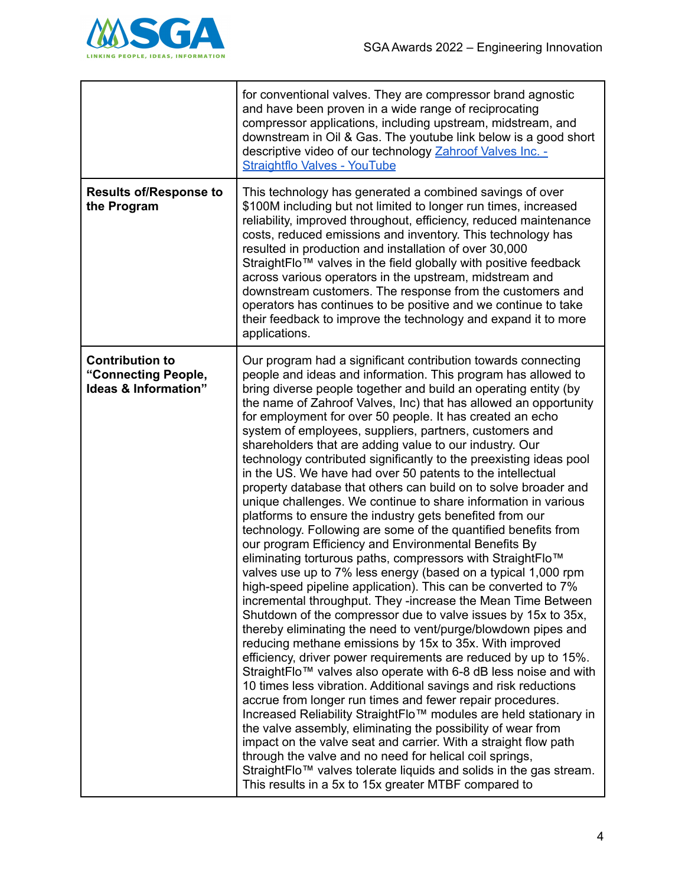| | |
|---|---|
| | for conventional valves. They are compressor brand agnostic and have been proven in a wide range of reciprocating compressor applications, including upstream, midstream, and downstream in Oil & Gas. The youtube link below is a good short descriptive video of our technology [Zahroof Valves Inc. - Straightflo Valves - YouTube]() |
| **Results of/Response to the Program** | This technology has generated a combined savings of over $100M including but not limited to longer run times, increased reliability, improved throughout, efficiency, reduced maintenance costs, reduced emissions and inventory. This technology has resulted in production and installation of over 30,000 StraightFlo™ valves in the field globally with positive feedback across various operators in the upstream, midstream and downstream customers. The response from the customers and operators has continues to be positive and we continue to take their feedback to improve the technology and expand it to more applications. |
| **Contribution to "Connecting People, Ideas & Information"** | Our program had a significant contribution towards connecting people and ideas and information. This program has allowed to bring diverse people together and build an operating entity (by the name of Zahroof Valves, Inc) that has allowed an opportunity for employment for over 50 people. It has created an echo system of employees, suppliers, partners, customers and shareholders that are adding value to our industry. Our technology contributed significantly to the preexisting ideas pool in the US. We have had over 50 patents to the intellectual property database that others can build on to solve broader and unique challenges. We continue to share information in various platforms to ensure the industry gets benefited from our technology. Following are some of the quantified benefits from our program Efficiency and Environmental Benefits By eliminating torturous paths, compressors with StraightFlo™ valves use up to 7% less energy (based on a typical 1,000 rpm high-speed pipeline application). This can be converted to 7% incremental throughput. They -increase the Mean Time Between Shutdown of the compressor due to valve issues by 15x to 35x, thereby eliminating the need to vent/purge/blowdown pipes and reducing methane emissions by 15x to 35x. With improved efficiency, driver power requirements are reduced by up to 15%. StraightFlo™ valves also operate with 6-8 dB less noise and with 10 times less vibration. Additional savings and risk reductions accrue from longer run times and fewer repair procedures. Increased Reliability StraightFlo™ modules are held stationary in the valve assembly, eliminating the possibility of wear from impact on the valve seat and carrier. With a straight flow path through the valve and no need for helical coil springs, StraightFlo™ valves tolerate liquids and solids in the gas stream. This results in a 5x to 15x greater MTBF compared to |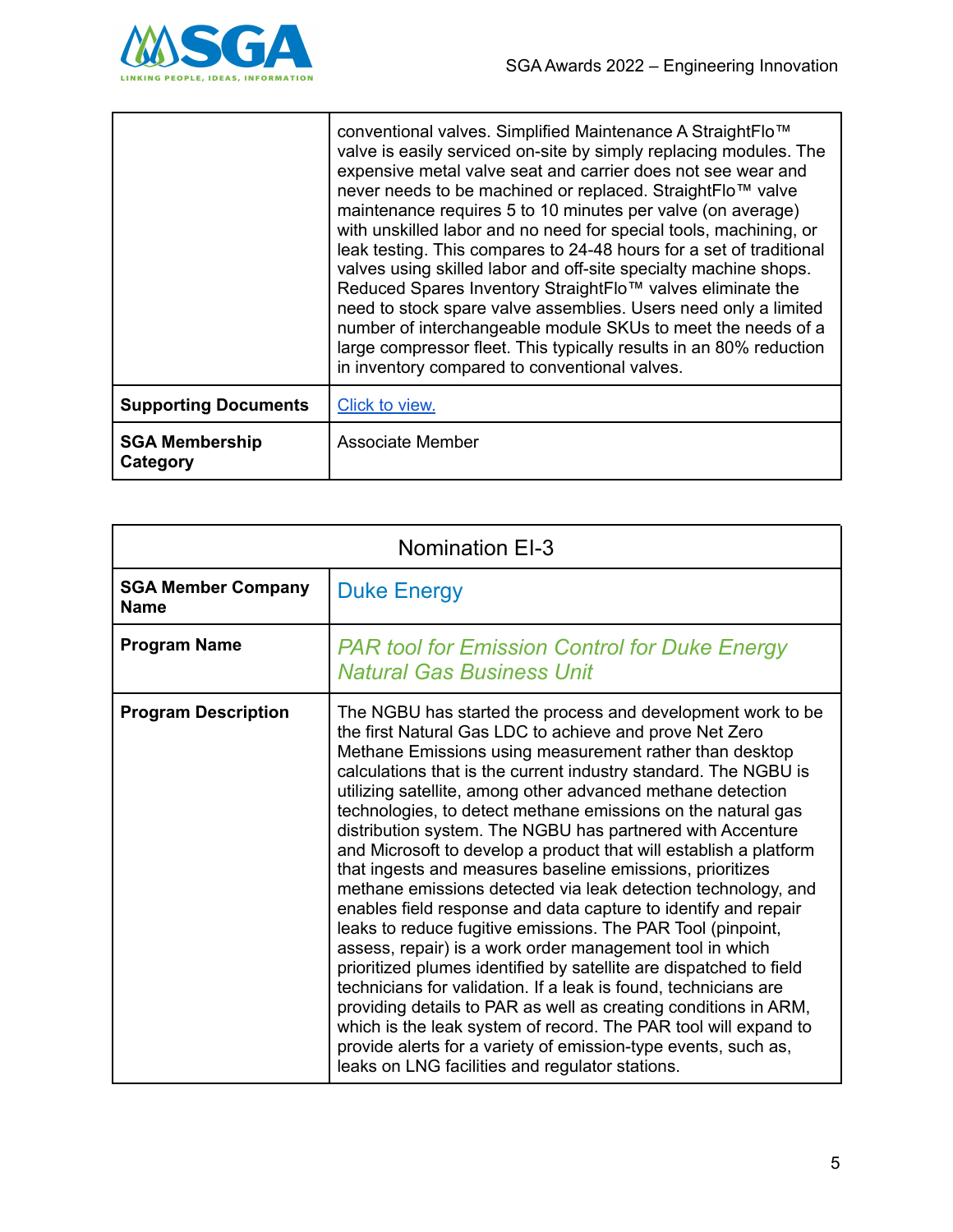| | |
|---|---|
| | conventional valves. Simplified Maintenance A StraightFlo™ valve is easily serviced on-site by simply replacing modules. The expensive metal valve seat and carrier does not see wear and never needs to be machined or replaced. StraightFlo™ valve maintenance requires 5 to 10 minutes per valve (on average) with unskilled labor and no need for special tools, machining, or leak testing. This compares to 24-48 hours for a set of traditional valves using skilled labor and off-site specialty machine shops. Reduced Spares Inventory StraightFlo™ valves eliminate the need to stock spare valve assemblies. Users need only a limited number of interchangeable module SKUs to meet the needs of a large compressor fleet. This typically results in an 80% reduction in inventory compared to conventional valves. |
| **Supporting Documents** | Click to view. |
| **SGA Membership Category** | Associate Member |

| Nomination EI-3 | |
|---|---|
| **SGA Member Company Name** | Duke Energy |
| **Program Name** | *PAR tool for Emission Control for Duke Energy Natural Gas Business Unit* |
| **Program Description** | The NGBU has started the process and development work to be the first Natural Gas LDC to achieve and prove Net Zero Methane Emissions using measurement rather than desktop calculations that is the current industry standard. The NGBU is utilizing satellite, among other advanced methane detection technologies, to detect methane emissions on the natural gas distribution system. The NGBU has partnered with Accenture and Microsoft to develop a product that will establish a platform that ingests and measures baseline emissions, prioritizes methane emissions detected via leak detection technology, and enables field response and data capture to identify and repair leaks to reduce fugitive emissions. The PAR Tool (pinpoint, assess, repair) is a work order management tool in which prioritized plumes identified by satellite are dispatched to field technicians for validation. If a leak is found, technicians are providing details to PAR as well as creating conditions in ARM, which is the leak system of record. The PAR tool will expand to provide alerts for a variety of emission-type events, such as, leaks on LNG facilities and regulator stations. |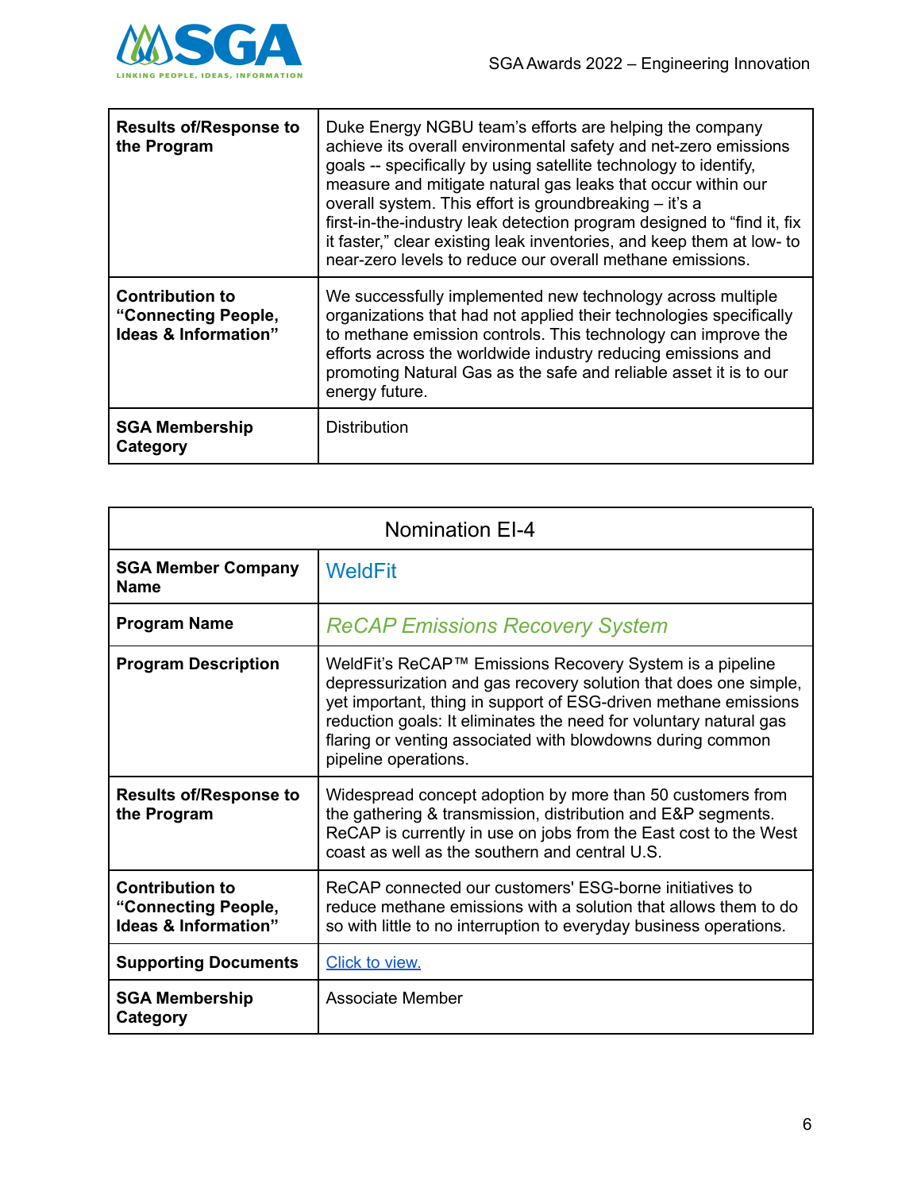| | |
|---|---|
| **Results of/Response to the Program** | Duke Energy NGBU team's efforts are helping the company achieve its overall environmental safety and net-zero emissions goals -- specifically by using satellite technology to identify, measure and mitigate natural gas leaks that occur within our overall system. This effort is groundbreaking – it's a first-in-the-industry leak detection program designed to "find it, fix it faster," clear existing leak inventories, and keep them at low- to near-zero levels to reduce our overall methane emissions. |
| **Contribution to "Connecting People, Ideas & Information"** | We successfully implemented new technology across multiple organizations that had not applied their technologies specifically to methane emission controls. This technology can improve the efforts across the worldwide industry reducing emissions and promoting Natural Gas as the safe and reliable asset it is to our energy future. |
| **SGA Membership Category** | Distribution |

| Nomination EI-4 | |
|---|---|
| **SGA Member Company Name** | WeldFit |
| **Program Name** | *ReCAP Emissions Recovery System* |
| **Program Description** | WeldFit's ReCAP™ Emissions Recovery System is a pipeline depressurization and gas recovery solution that does one simple, yet important, thing in support of ESG-driven methane emissions reduction goals: It eliminates the need for voluntary natural gas flaring or venting associated with blowdowns during common pipeline operations. |
| **Results of/Response to the Program** | Widespread concept adoption by more than 50 customers from the gathering & transmission, distribution and E&P segments. ReCAP is currently in use on jobs from the East cost to the West coast as well as the southern and central U.S. |
| **Contribution to "Connecting People, Ideas & Information"** | ReCAP connected our customers' ESG-borne initiatives to reduce methane emissions with a solution that allows them to do so with little to no interruption to everyday business operations. |
| **Supporting Documents** | Click to view. |
| **SGA Membership Category** | Associate Member |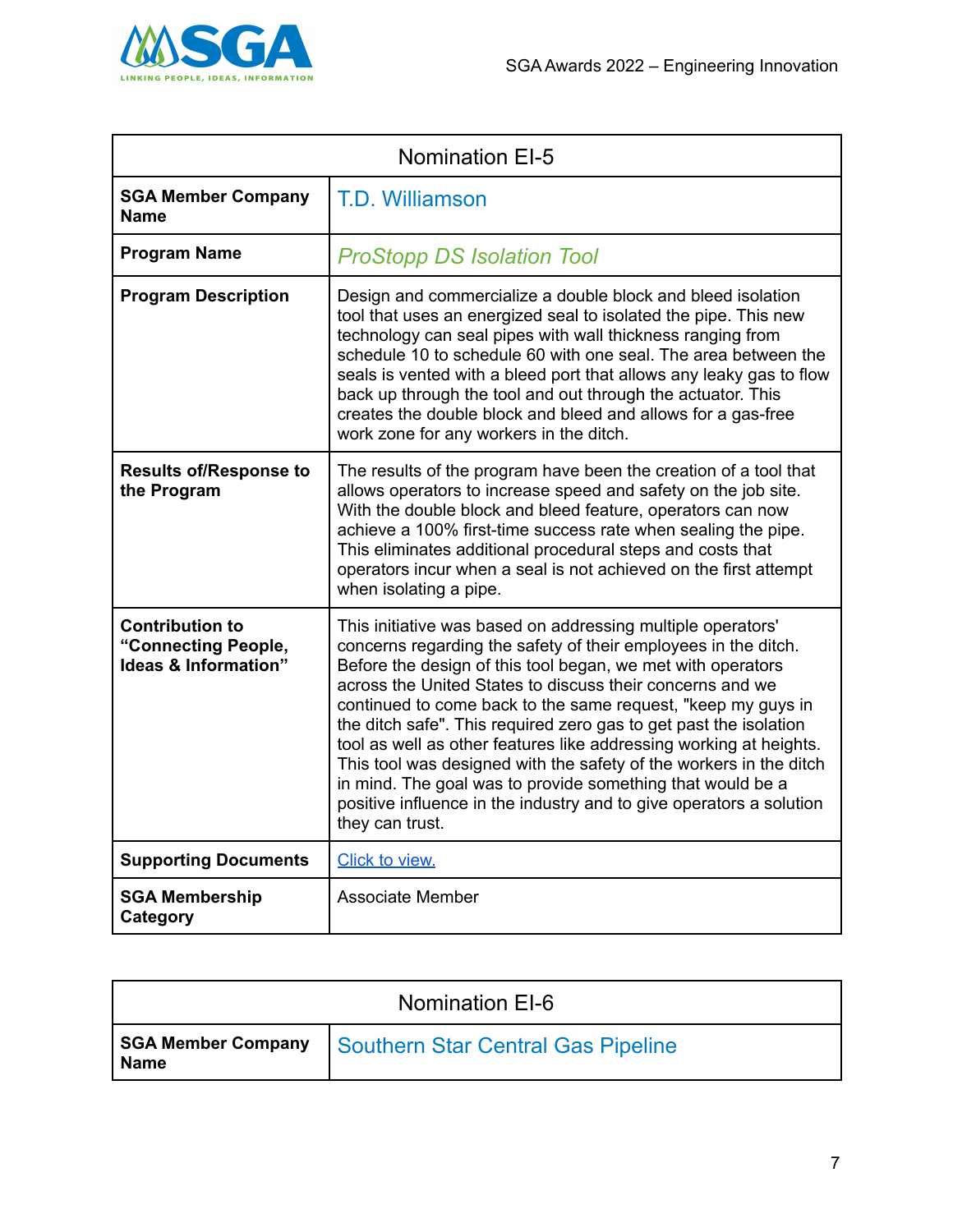| Nomination EI-5 | |
| --- | --- |
| **SGA Member Company Name** | T.D. Williamson |
| **Program Name** | *ProStopp DS Isolation Tool* |
| **Program Description** | Design and commercialize a double block and bleed isolation tool that uses an energized seal to isolated the pipe. This new technology can seal pipes with wall thickness ranging from schedule 10 to schedule 60 with one seal. The area between the seals is vented with a bleed port that allows any leaky gas to flow back up through the tool and out through the actuator. This creates the double block and bleed and allows for a gas-free work zone for any workers in the ditch. |
| **Results of/Response to the Program** | The results of the program have been the creation of a tool that allows operators to increase speed and safety on the job site. With the double block and bleed feature, operators can now achieve a 100% first-time success rate when sealing the pipe. This eliminates additional procedural steps and costs that operators incur when a seal is not achieved on the first attempt when isolating a pipe. |
| **Contribution to “Connecting People, Ideas & Information”** | This initiative was based on addressing multiple operators' concerns regarding the safety of their employees in the ditch. Before the design of this tool began, we met with operators across the United States to discuss their concerns and we continued to come back to the same request, "keep my guys in the ditch safe". This required zero gas to get past the isolation tool as well as other features like addressing working at heights. This tool was designed with the safety of the workers in the ditch in mind. The goal was to provide something that would be a positive influence in the industry and to give operators a solution they can trust. |
| **Supporting Documents** | Click to view. |
| **SGA Membership Category** | Associate Member |

| Nomination EI-6 | |
| --- | --- |
| **SGA Member Company Name** | Southern Star Central Gas Pipeline |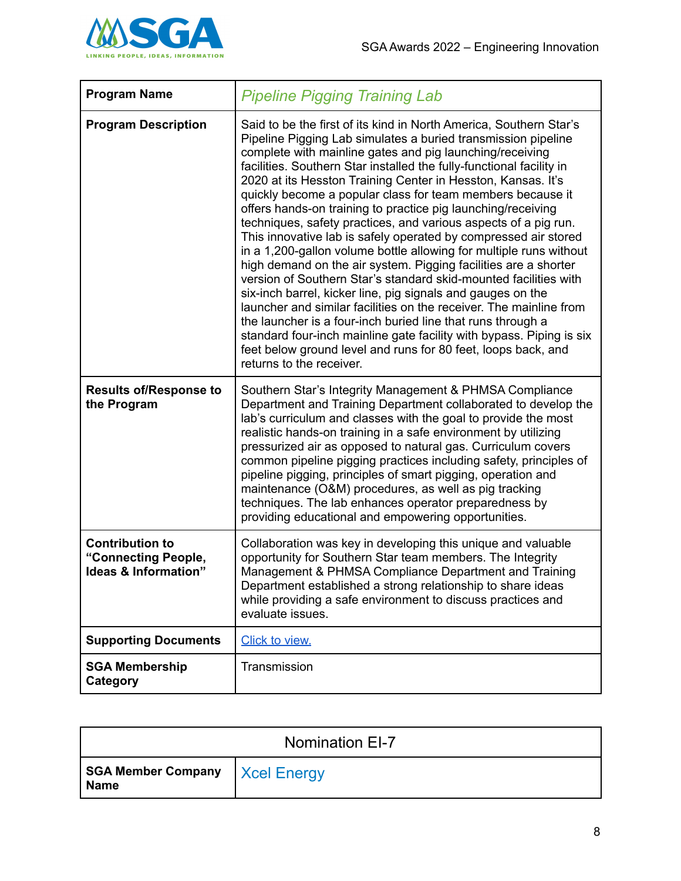| Program Name | *Pipeline Pigging Training Lab* |
| --- | --- |
| **Program Description** | Said to be the first of its kind in North America, Southern Star's Pipeline Pigging Lab simulates a buried transmission pipeline complete with mainline gates and pig launching/receiving facilities. Southern Star installed the fully-functional facility in 2020 at its Hesston Training Center in Hesston, Kansas. It's quickly become a popular class for team members because it offers hands-on training to practice pig launching/receiving techniques, safety practices, and various aspects of a pig run. This innovative lab is safely operated by compressed air stored in a 1,200-gallon volume bottle allowing for multiple runs without high demand on the air system. Pigging facilities are a shorter version of Southern Star's standard skid-mounted facilities with six-inch barrel, kicker line, pig signals and gauges on the launcher and similar facilities on the receiver. The mainline from the launcher is a four-inch buried line that runs through a standard four-inch mainline gate facility with bypass. Piping is six feet below ground level and runs for 80 feet, loops back, and returns to the receiver. |
| **Results of/Response to the Program** | Southern Star's Integrity Management & PHMSA Compliance Department and Training Department collaborated to develop the lab's curriculum and classes with the goal to provide the most realistic hands-on training in a safe environment by utilizing pressurized air as opposed to natural gas. Curriculum covers common pipeline pigging practices including safety, principles of pipeline pigging, principles of smart pigging, operation and maintenance (O&M) procedures, as well as pig tracking techniques. The lab enhances operator preparedness by providing educational and empowering opportunities. |
| **Contribution to "Connecting People, Ideas & Information"** | Collaboration was key in developing this unique and valuable opportunity for Southern Star team members. The Integrity Management & PHMSA Compliance Department and Training Department established a strong relationship to share ideas while providing a safe environment to discuss practices and evaluate issues. |
| **Supporting Documents** | Click to view. |
| **SGA Membership Category** | Transmission |

| Nomination EI-7 | |
| --- | --- |
| **SGA Member Company Name** | Xcel Energy |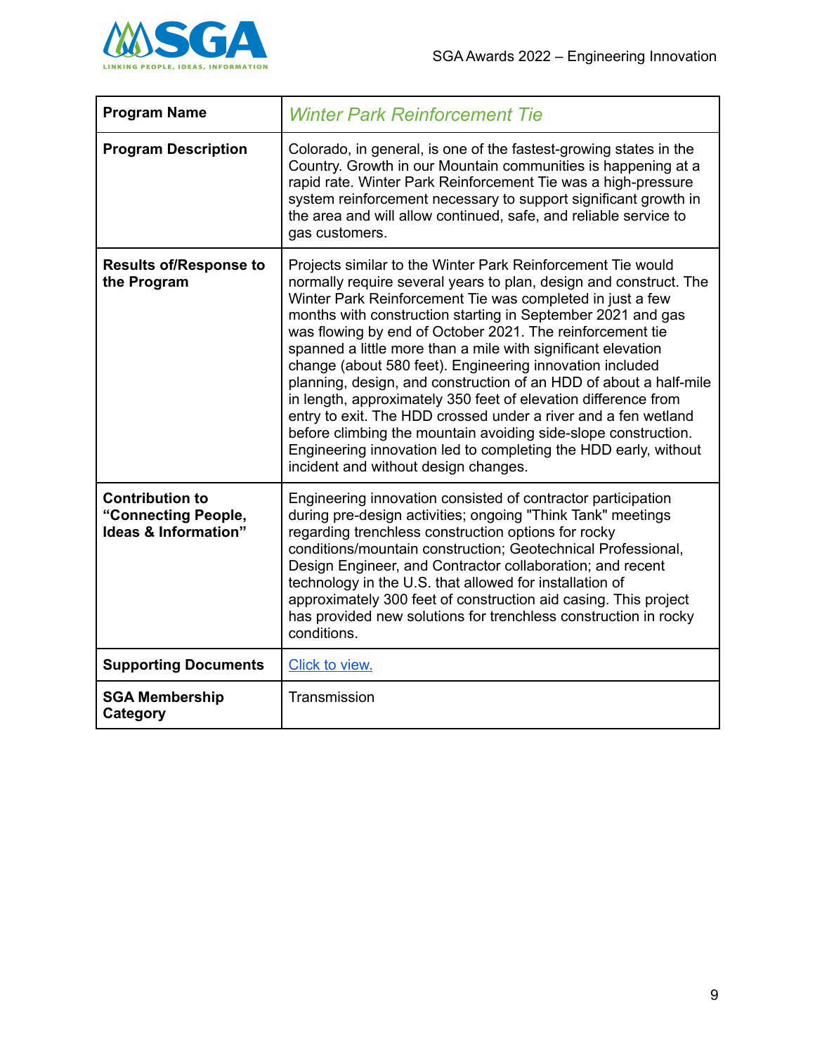| Program Name | *Winter Park Reinforcement Tie* |
|---|---|
| **Program Description** | Colorado, in general, is one of the fastest-growing states in the Country. Growth in our Mountain communities is happening at a rapid rate. Winter Park Reinforcement Tie was a high-pressure system reinforcement necessary to support significant growth in the area and will allow continued, safe, and reliable service to gas customers. |
| **Results of/Response to the Program** | Projects similar to the Winter Park Reinforcement Tie would normally require several years to plan, design and construct. The Winter Park Reinforcement Tie was completed in just a few months with construction starting in September 2021 and gas was flowing by end of October 2021. The reinforcement tie spanned a little more than a mile with significant elevation change (about 580 feet). Engineering innovation included planning, design, and construction of an HDD of about a half-mile in length, approximately 350 feet of elevation difference from entry to exit. The HDD crossed under a river and a fen wetland before climbing the mountain avoiding side-slope construction. Engineering innovation led to completing the HDD early, without incident and without design changes. |
| **Contribution to "Connecting People, Ideas & Information"** | Engineering innovation consisted of contractor participation during pre-design activities; ongoing "Think Tank" meetings regarding trenchless construction options for rocky conditions/mountain construction; Geotechnical Professional, Design Engineer, and Contractor collaboration; and recent technology in the U.S. that allowed for installation of approximately 300 feet of construction aid casing. This project has provided new solutions for trenchless construction in rocky conditions. |
| **Supporting Documents** | Click to view. |
| **SGA Membership Category** | Transmission |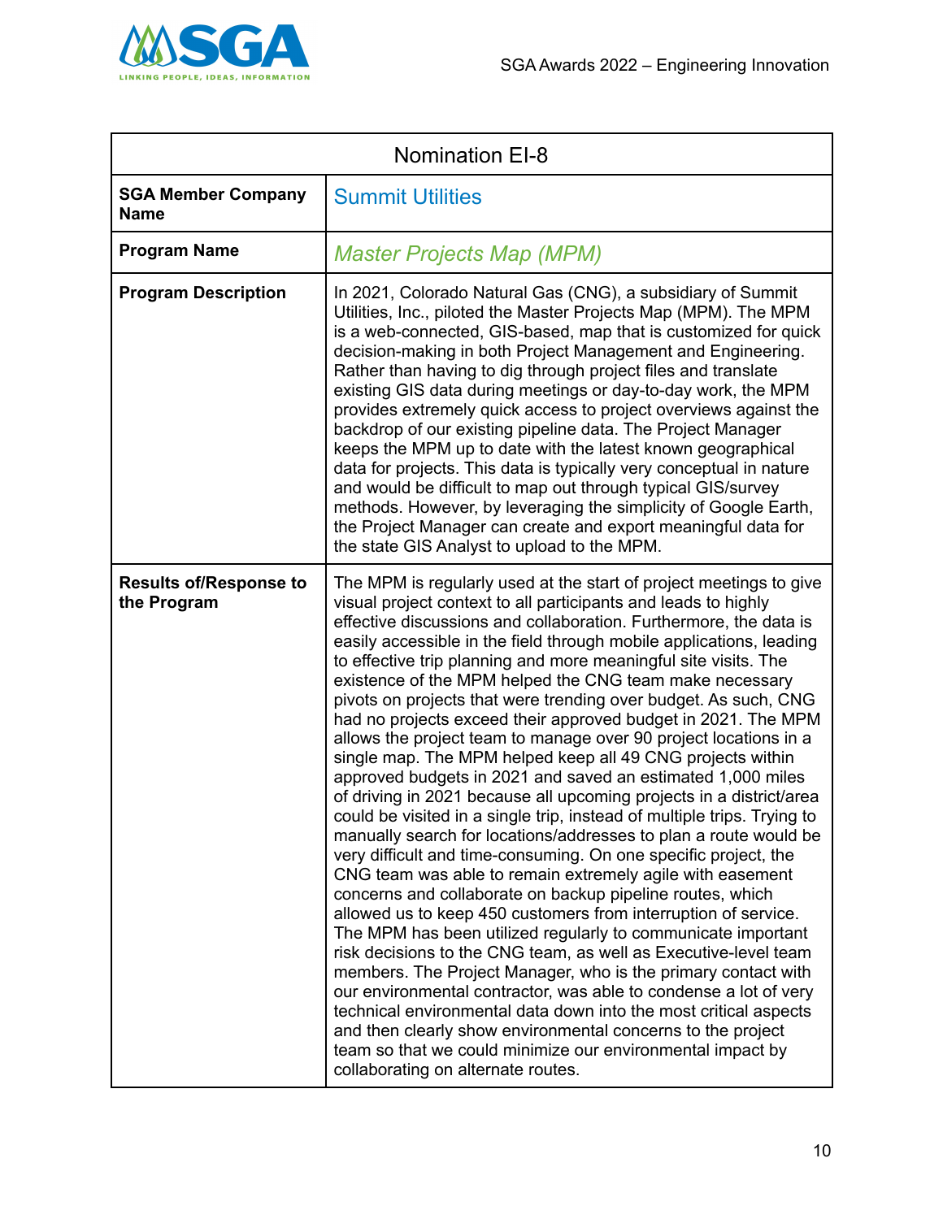| Nomination EI-8 | |
|---|---|
| **SGA Member Company Name** | Summit Utilities |
| **Program Name** | *Master Projects Map (MPM)* |
| **Program Description** | In 2021, Colorado Natural Gas (CNG), a subsidiary of Summit Utilities, Inc., piloted the Master Projects Map (MPM). The MPM is a web-connected, GIS-based, map that is customized for quick decision-making in both Project Management and Engineering. Rather than having to dig through project files and translate existing GIS data during meetings or day-to-day work, the MPM provides extremely quick access to project overviews against the backdrop of our existing pipeline data. The Project Manager keeps the MPM up to date with the latest known geographical data for projects. This data is typically very conceptual in nature and would be difficult to map out through typical GIS/survey methods. However, by leveraging the simplicity of Google Earth, the Project Manager can create and export meaningful data for the state GIS Analyst to upload to the MPM. |
| **Results of/Response to the Program** | The MPM is regularly used at the start of project meetings to give visual project context to all participants and leads to highly effective discussions and collaboration. Furthermore, the data is easily accessible in the field through mobile applications, leading to effective trip planning and more meaningful site visits. The existence of the MPM helped the CNG team make necessary pivots on projects that were trending over budget. As such, CNG had no projects exceed their approved budget in 2021. The MPM allows the project team to manage over 90 project locations in a single map. The MPM helped keep all 49 CNG projects within approved budgets in 2021 and saved an estimated 1,000 miles of driving in 2021 because all upcoming projects in a district/area could be visited in a single trip, instead of multiple trips. Trying to manually search for locations/addresses to plan a route would be very difficult and time-consuming. On one specific project, the CNG team was able to remain extremely agile with easement concerns and collaborate on backup pipeline routes, which allowed us to keep 450 customers from interruption of service. The MPM has been utilized regularly to communicate important risk decisions to the CNG team, as well as Executive-level team members. The Project Manager, who is the primary contact with our environmental contractor, was able to condense a lot of very technical environmental data down into the most critical aspects and then clearly show environmental concerns to the project team so that we could minimize our environmental impact by collaborating on alternate routes. |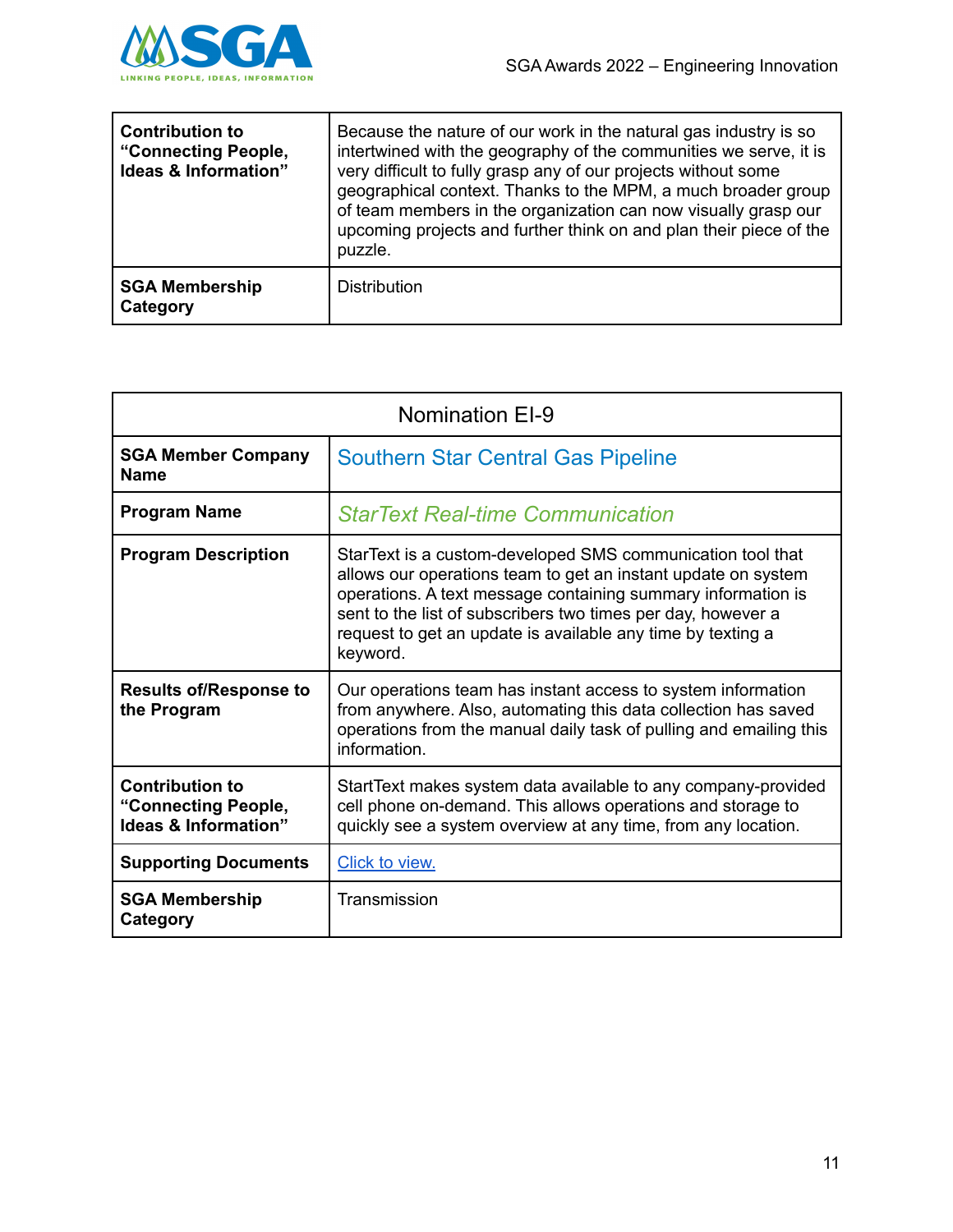| | |
|---|---|
| **Contribution to "Connecting People, Ideas & Information"** | Because the nature of our work in the natural gas industry is so intertwined with the geography of the communities we serve, it is very difficult to fully grasp any of our projects without some geographical context. Thanks to the MPM, a much broader group of team members in the organization can now visually grasp our upcoming projects and further think on and plan their piece of the puzzle. |
| **SGA Membership Category** | Distribution |

| Nomination EI-9 | |
|---|---|
| **SGA Member Company Name** | Southern Star Central Gas Pipeline |
| **Program Name** | *StarText Real-time Communication* |
| **Program Description** | StarText is a custom-developed SMS communication tool that allows our operations team to get an instant update on system operations. A text message containing summary information is sent to the list of subscribers two times per day, however a request to get an update is available any time by texting a keyword. |
| **Results of/Response to the Program** | Our operations team has instant access to system information from anywhere. Also, automating this data collection has saved operations from the manual daily task of pulling and emailing this information. |
| **Contribution to "Connecting People, Ideas & Information"** | StartText makes system data available to any company-provided cell phone on-demand. This allows operations and storage to quickly see a system overview at any time, from any location. |
| **Supporting Documents** | Click to view. |
| **SGA Membership Category** | Transmission |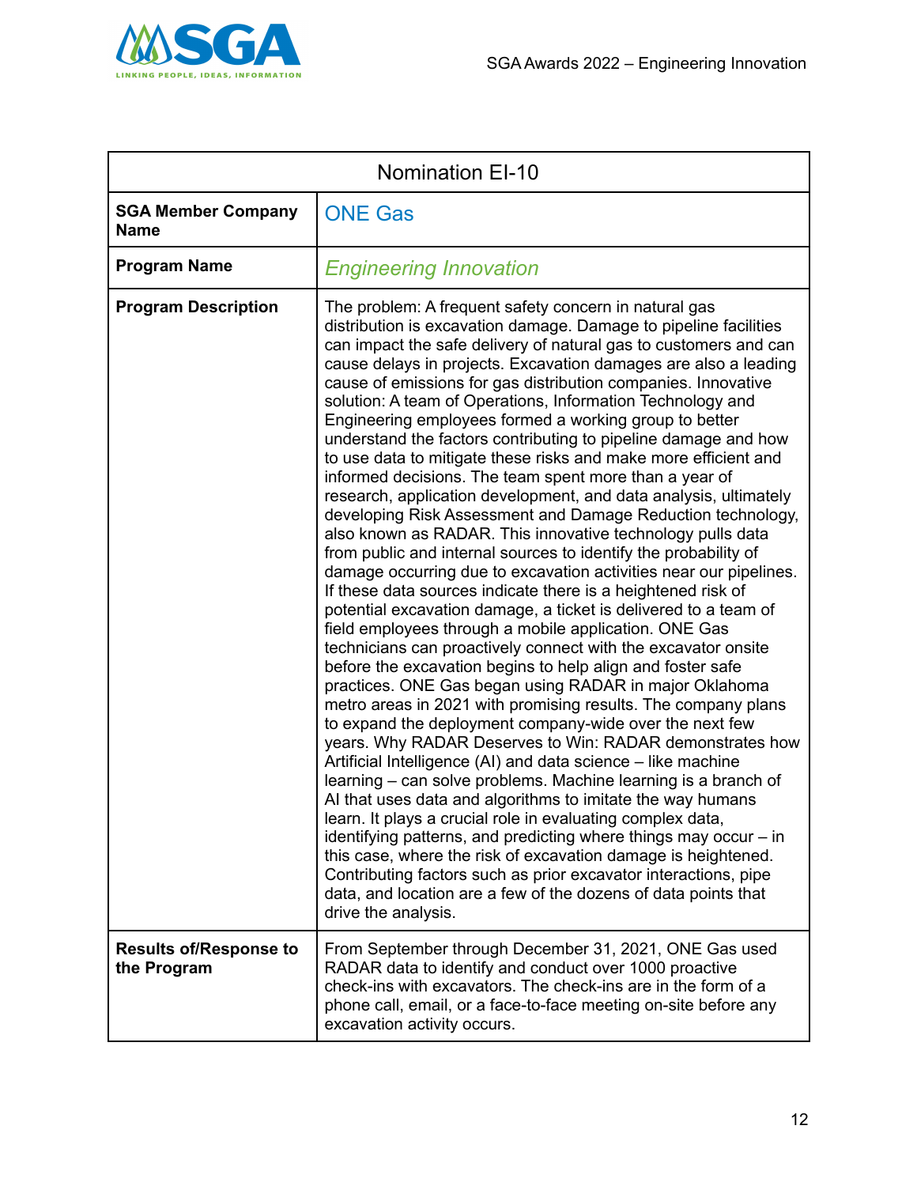| Nomination EI-10 | |
|---|---|
| **SGA Member Company Name** | ONE Gas |
| **Program Name** | *Engineering Innovation* |
| **Program Description** | The problem: A frequent safety concern in natural gas distribution is excavation damage. Damage to pipeline facilities can impact the safe delivery of natural gas to customers and can cause delays in projects. Excavation damages are also a leading cause of emissions for gas distribution companies. Innovative solution: A team of Operations, Information Technology and Engineering employees formed a working group to better understand the factors contributing to pipeline damage and how to use data to mitigate these risks and make more efficient and informed decisions. The team spent more than a year of research, application development, and data analysis, ultimately developing Risk Assessment and Damage Reduction technology, also known as RADAR. This innovative technology pulls data from public and internal sources to identify the probability of damage occurring due to excavation activities near our pipelines. If these data sources indicate there is a heightened risk of potential excavation damage, a ticket is delivered to a team of field employees through a mobile application. ONE Gas technicians can proactively connect with the excavator onsite before the excavation begins to help align and foster safe practices. ONE Gas began using RADAR in major Oklahoma metro areas in 2021 with promising results. The company plans to expand the deployment company-wide over the next few years. Why RADAR Deserves to Win: RADAR demonstrates how Artificial Intelligence (AI) and data science – like machine learning – can solve problems. Machine learning is a branch of AI that uses data and algorithms to imitate the way humans learn. It plays a crucial role in evaluating complex data, identifying patterns, and predicting where things may occur – in this case, where the risk of excavation damage is heightened. Contributing factors such as prior excavator interactions, pipe data, and location are a few of the dozens of data points that drive the analysis. |
| **Results of/Response to the Program** | From September through December 31, 2021, ONE Gas used RADAR data to identify and conduct over 1000 proactive check-ins with excavators. The check-ins are in the form of a phone call, email, or a face-to-face meeting on-site before any excavation activity occurs. |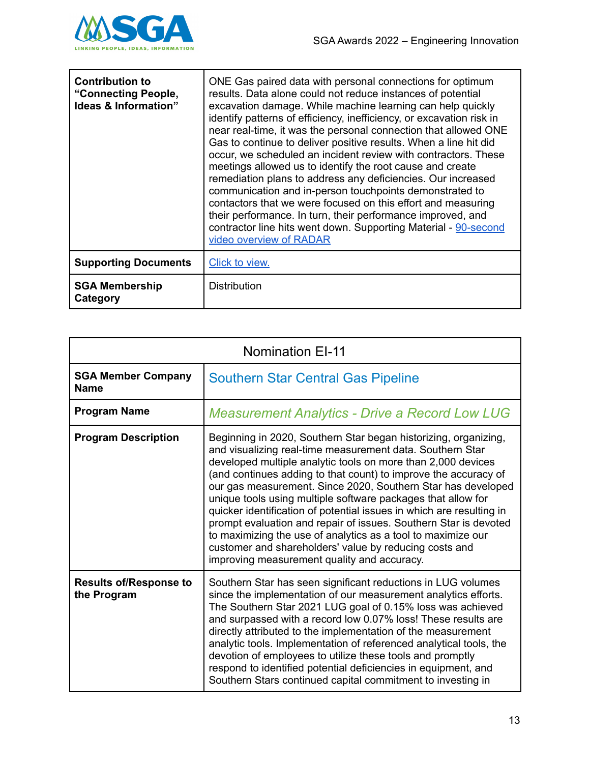| | |
|---|---|
| **Contribution to "Connecting People, Ideas & Information"** | ONE Gas paired data with personal connections for optimum results. Data alone could not reduce instances of potential excavation damage. While machine learning can help quickly identify patterns of efficiency, inefficiency, or excavation risk in near real-time, it was the personal connection that allowed ONE Gas to continue to deliver positive results. When a line hit did occur, we scheduled an incident review with contractors. These meetings allowed us to identify the root cause and create remediation plans to address any deficiencies. Our increased communication and in-person touchpoints demonstrated to contactors that we were focused on this effort and measuring their performance. In turn, their performance improved, and contractor line hits went down. Supporting Material - 90-second video overview of RADAR |
| **Supporting Documents** | Click to view. |
| **SGA Membership Category** | Distribution |

| Nomination EI-11 | |
|---|---|
| **SGA Member Company Name** | Southern Star Central Gas Pipeline |
| **Program Name** | *Measurement Analytics - Drive a Record Low LUG* |
| **Program Description** | Beginning in 2020, Southern Star began historizing, organizing, and visualizing real-time measurement data. Southern Star developed multiple analytic tools on more than 2,000 devices (and continues adding to that count) to improve the accuracy of our gas measurement. Since 2020, Southern Star has developed unique tools using multiple software packages that allow for quicker identification of potential issues in which are resulting in prompt evaluation and repair of issues. Southern Star is devoted to maximizing the use of analytics as a tool to maximize our customer and shareholders' value by reducing costs and improving measurement quality and accuracy. |
| **Results of/Response to the Program** | Southern Star has seen significant reductions in LUG volumes since the implementation of our measurement analytics efforts. The Southern Star 2021 LUG goal of 0.15% loss was achieved and surpassed with a record low 0.07% loss! These results are directly attributed to the implementation of the measurement analytic tools. Implementation of referenced analytical tools, the devotion of employees to utilize these tools and promptly respond to identified potential deficiencies in equipment, and Southern Stars continued capital commitment to investing in |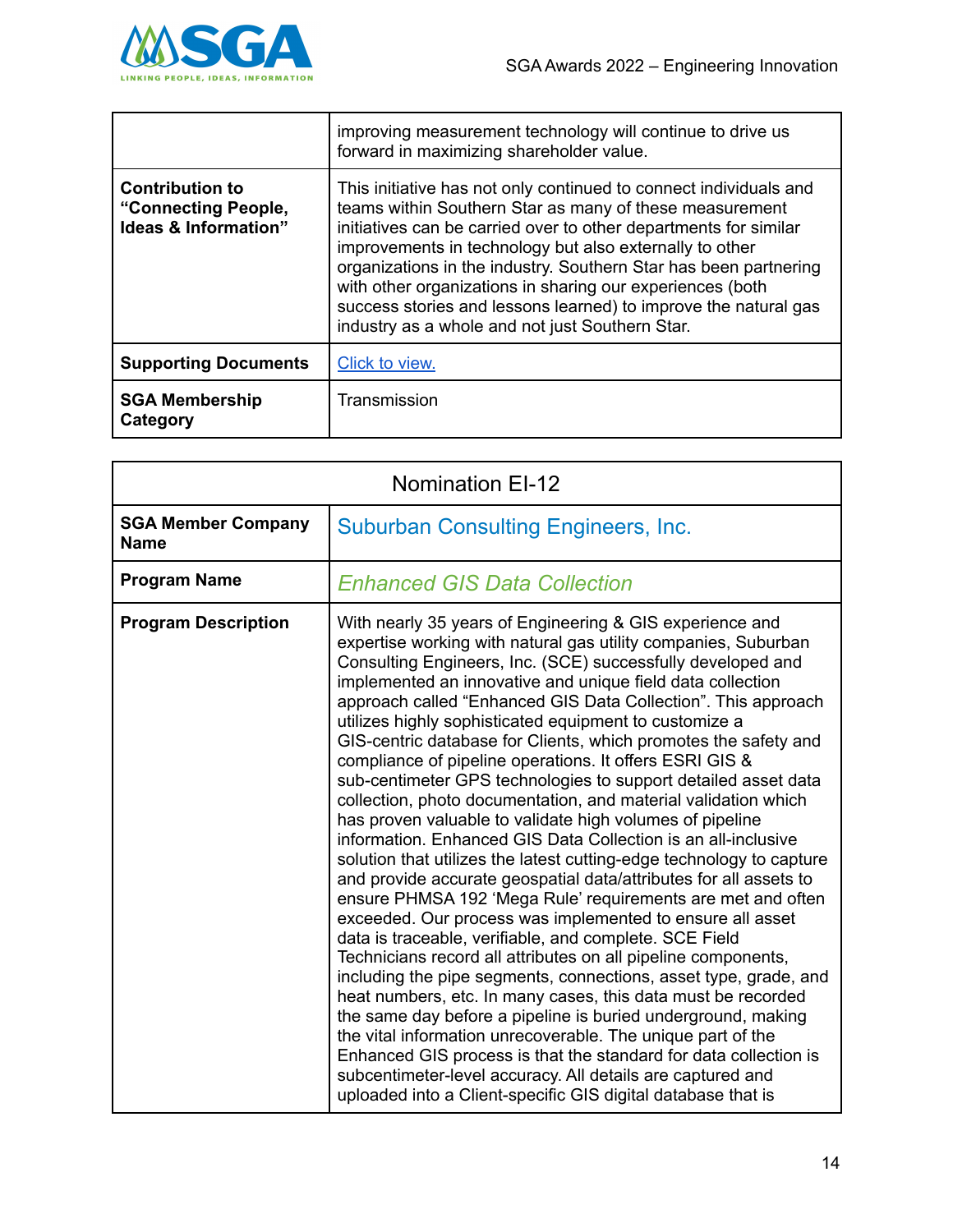| | |
|---|---|
| | improving measurement technology will continue to drive us forward in maximizing shareholder value. |
| **Contribution to "Connecting People, Ideas & Information"** | This initiative has not only continued to connect individuals and teams within Southern Star as many of these measurement initiatives can be carried over to other departments for similar improvements in technology but also externally to other organizations in the industry. Southern Star has been partnering with other organizations in sharing our experiences (both success stories and lessons learned) to improve the natural gas industry as a whole and not just Southern Star. |
| **Supporting Documents** | Click to view. |
| **SGA Membership Category** | Transmission |

| Nomination EI-12 | |
|---|---|
| **SGA Member Company Name** | Suburban Consulting Engineers, Inc. |
| **Program Name** | *Enhanced GIS Data Collection* |
| **Program Description** | With nearly 35 years of Engineering & GIS experience and expertise working with natural gas utility companies, Suburban Consulting Engineers, Inc. (SCE) successfully developed and implemented an innovative and unique field data collection approach called "Enhanced GIS Data Collection". This approach utilizes highly sophisticated equipment to customize a GIS-centric database for Clients, which promotes the safety and compliance of pipeline operations. It offers ESRI GIS & sub-centimeter GPS technologies to support detailed asset data collection, photo documentation, and material validation which has proven valuable to validate high volumes of pipeline information. Enhanced GIS Data Collection is an all-inclusive solution that utilizes the latest cutting-edge technology to capture and provide accurate geospatial data/attributes for all assets to ensure PHMSA 192 'Mega Rule' requirements are met and often exceeded. Our process was implemented to ensure all asset data is traceable, verifiable, and complete. SCE Field Technicians record all attributes on all pipeline components, including the pipe segments, connections, asset type, grade, and heat numbers, etc. In many cases, this data must be recorded the same day before a pipeline is buried underground, making the vital information unrecoverable. The unique part of the Enhanced GIS process is that the standard for data collection is subcentimeter-level accuracy. All details are captured and uploaded into a Client-specific GIS digital database that is |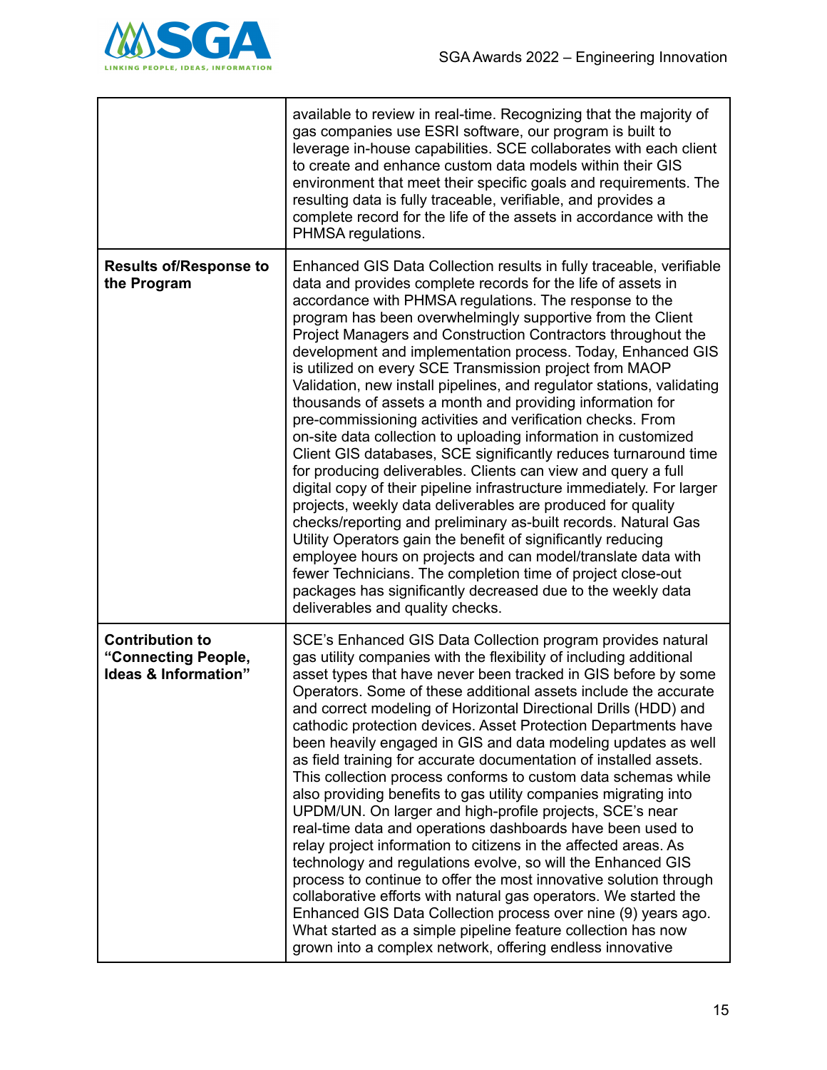| | |
|---|---|
| | available to review in real-time. Recognizing that the majority of gas companies use ESRI software, our program is built to leverage in-house capabilities. SCE collaborates with each client to create and enhance custom data models within their GIS environment that meet their specific goals and requirements. The resulting data is fully traceable, verifiable, and provides a complete record for the life of the assets in accordance with the PHMSA regulations. |
| **Results of/Response to the Program** | Enhanced GIS Data Collection results in fully traceable, verifiable data and provides complete records for the life of assets in accordance with PHMSA regulations. The response to the program has been overwhelmingly supportive from the Client Project Managers and Construction Contractors throughout the development and implementation process. Today, Enhanced GIS is utilized on every SCE Transmission project from MAOP Validation, new install pipelines, and regulator stations, validating thousands of assets a month and providing information for pre-commissioning activities and verification checks. From on-site data collection to uploading information in customized Client GIS databases, SCE significantly reduces turnaround time for producing deliverables. Clients can view and query a full digital copy of their pipeline infrastructure immediately. For larger projects, weekly data deliverables are produced for quality checks/reporting and preliminary as-built records. Natural Gas Utility Operators gain the benefit of significantly reducing employee hours on projects and can model/translate data with fewer Technicians. The completion time of project close-out packages has significantly decreased due to the weekly data deliverables and quality checks. |
| **Contribution to "Connecting People, Ideas & Information"** | SCE's Enhanced GIS Data Collection program provides natural gas utility companies with the flexibility of including additional asset types that have never been tracked in GIS before by some Operators. Some of these additional assets include the accurate and correct modeling of Horizontal Directional Drills (HDD) and cathodic protection devices. Asset Protection Departments have been heavily engaged in GIS and data modeling updates as well as field training for accurate documentation of installed assets. This collection process conforms to custom data schemas while also providing benefits to gas utility companies migrating into UPDM/UN. On larger and high-profile projects, SCE's near real-time data and operations dashboards have been used to relay project information to citizens in the affected areas. As technology and regulations evolve, so will the Enhanced GIS process to continue to offer the most innovative solution through collaborative efforts with natural gas operators. We started the Enhanced GIS Data Collection process over nine (9) years ago. What started as a simple pipeline feature collection has now grown into a complex network, offering endless innovative |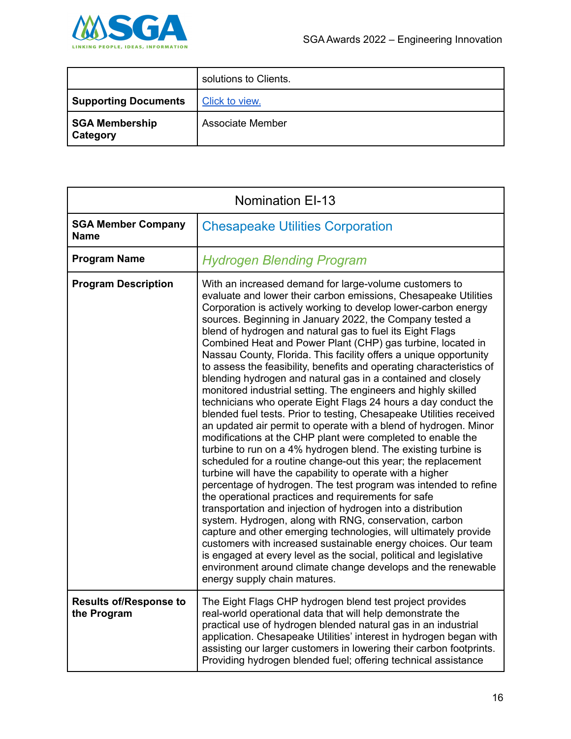| | solutions to Clients. |
|---|---|
| **Supporting Documents** | Click to view. |
| **SGA Membership Category** | Associate Member |

| Nomination EI-13 | |
|---|---|
| **SGA Member Company Name** | Chesapeake Utilities Corporation |
| **Program Name** | *Hydrogen Blending Program* |
| **Program Description** | With an increased demand for large-volume customers to evaluate and lower their carbon emissions, Chesapeake Utilities Corporation is actively working to develop lower-carbon energy sources. Beginning in January 2022, the Company tested a blend of hydrogen and natural gas to fuel its Eight Flags Combined Heat and Power Plant (CHP) gas turbine, located in Nassau County, Florida. This facility offers a unique opportunity to assess the feasibility, benefits and operating characteristics of blending hydrogen and natural gas in a contained and closely monitored industrial setting. The engineers and highly skilled technicians who operate Eight Flags 24 hours a day conduct the blended fuel tests. Prior to testing, Chesapeake Utilities received an updated air permit to operate with a blend of hydrogen. Minor modifications at the CHP plant were completed to enable the turbine to run on a 4% hydrogen blend. The existing turbine is scheduled for a routine change-out this year; the replacement turbine will have the capability to operate with a higher percentage of hydrogen. The test program was intended to refine the operational practices and requirements for safe transportation and injection of hydrogen into a distribution system. Hydrogen, along with RNG, conservation, carbon capture and other emerging technologies, will ultimately provide customers with increased sustainable energy choices. Our team is engaged at every level as the social, political and legislative environment around climate change develops and the renewable energy supply chain matures. |
| **Results of/Response to the Program** | The Eight Flags CHP hydrogen blend test project provides real-world operational data that will help demonstrate the practical use of hydrogen blended natural gas in an industrial application. Chesapeake Utilities' interest in hydrogen began with assisting our larger customers in lowering their carbon footprints. Providing hydrogen blended fuel; offering technical assistance |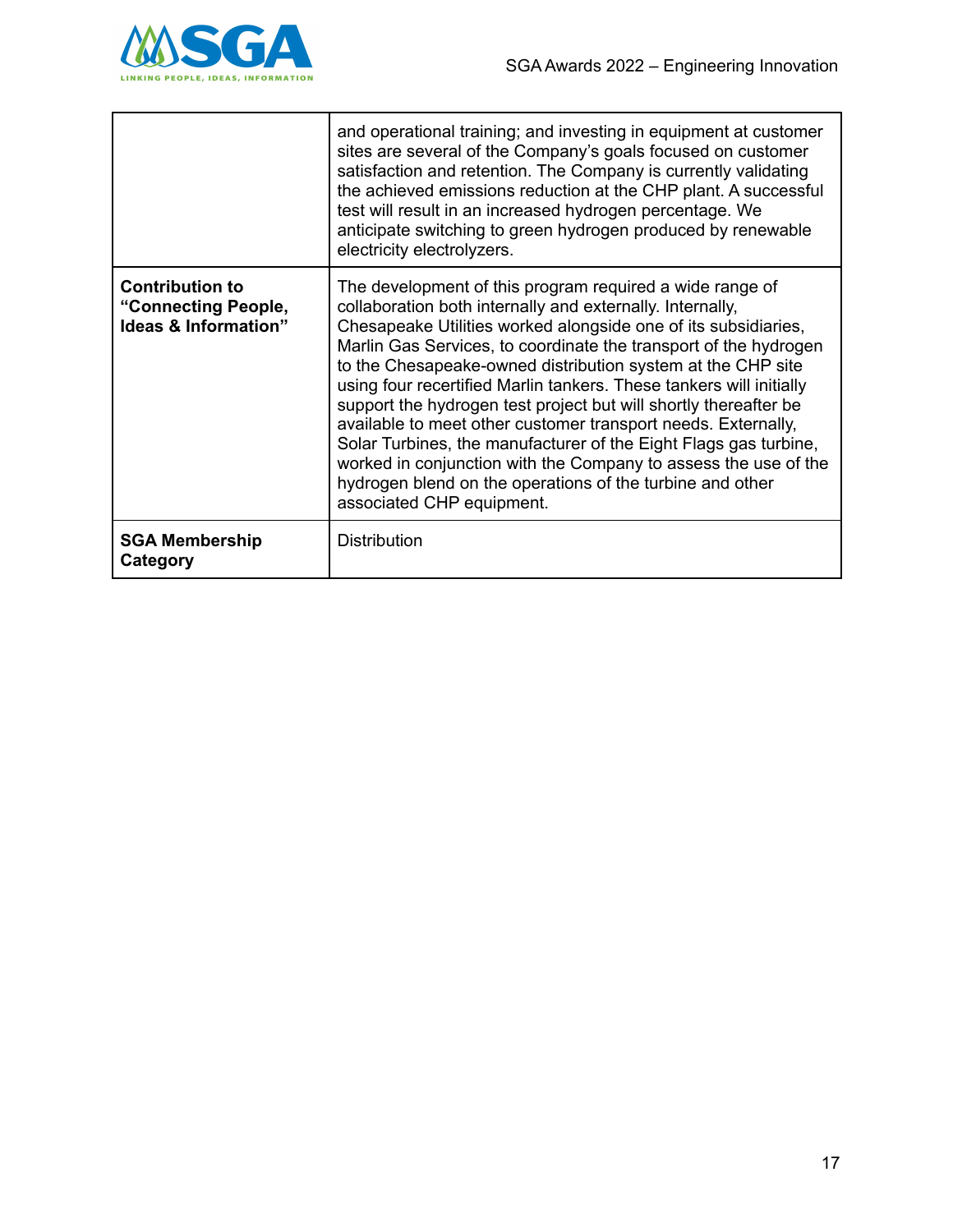| | |
|---|---|
| | and operational training; and investing in equipment at customer sites are several of the Company's goals focused on customer satisfaction and retention. The Company is currently validating the achieved emissions reduction at the CHP plant. A successful test will result in an increased hydrogen percentage. We anticipate switching to green hydrogen produced by renewable electricity electrolyzers. |
| **Contribution to "Connecting People, Ideas & Information"** | The development of this program required a wide range of collaboration both internally and externally. Internally, Chesapeake Utilities worked alongside one of its subsidiaries, Marlin Gas Services, to coordinate the transport of the hydrogen to the Chesapeake-owned distribution system at the CHP site using four recertified Marlin tankers. These tankers will initially support the hydrogen test project but will shortly thereafter be available to meet other customer transport needs. Externally, Solar Turbines, the manufacturer of the Eight Flags gas turbine, worked in conjunction with the Company to assess the use of the hydrogen blend on the operations of the turbine and other associated CHP equipment. |
| **SGA Membership Category** | Distribution |